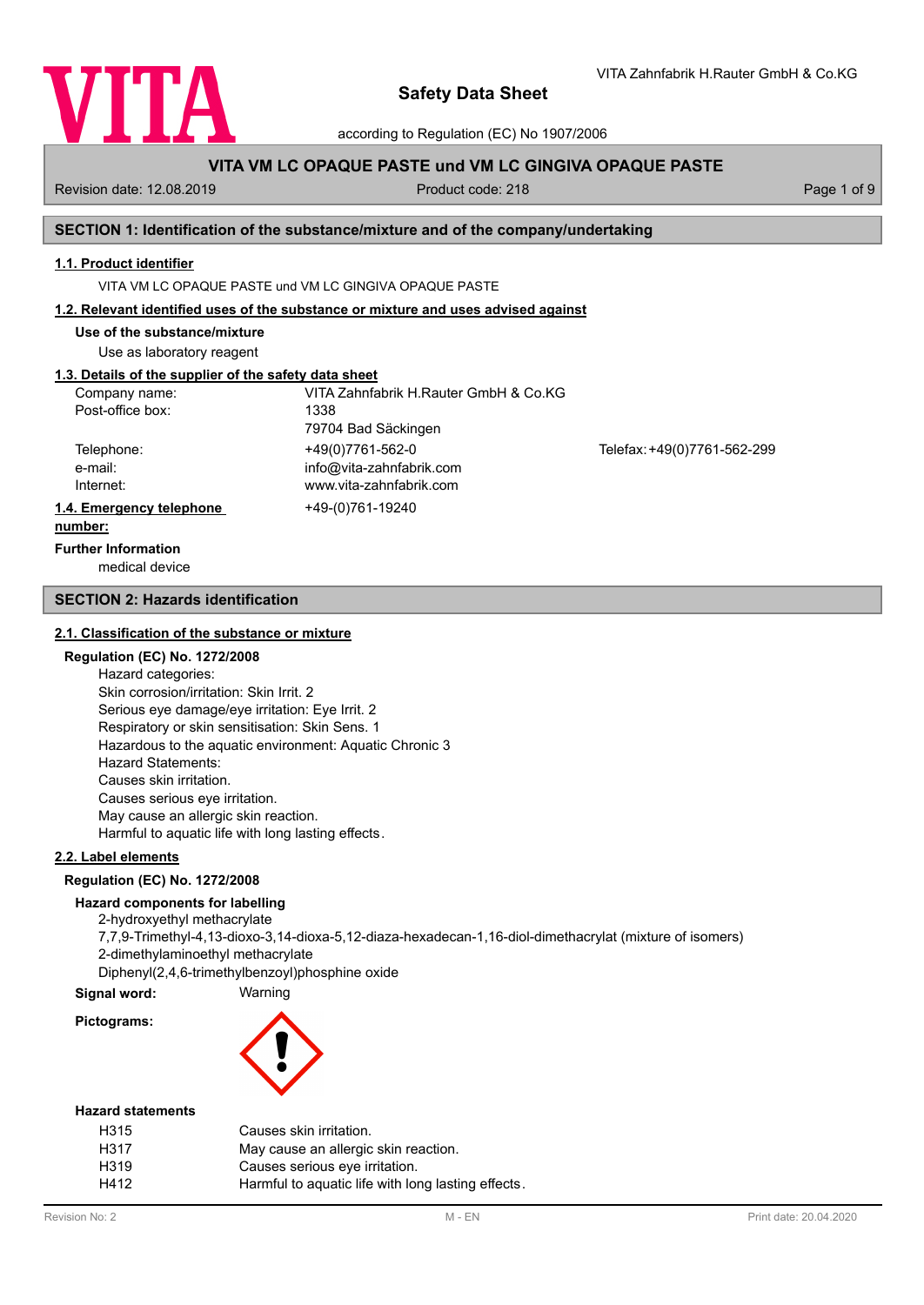# Safety Data Sheet

according to Regulation (EC) No 1907/2006

VITA Zahnfabrik H.Rauter GmbH & Co.KG

## VITA VM LC OPAQUE PASTE und VM LC GINGIVA OPAQUE PASTE

Revision date: 12.08.2019 | Product code: 218

## SECTION 1: Identification of the substance/mixture and of the company/undertaking

### 1.1. Product identifier

VITA VM LC OPAQUE PASTE und VM LC GINGIVA OPAQUE PASTE

### 1.2. Relevant identified uses of the substance or mixture and uses advised against

**Use of the substance/mixture**

Use as laboratory reagent

### 1.3. Details of the supplier of the safety data sheet

| | | |
|---|---|---|
| Company name: | VITA Zahnfabrik H.Rauter GmbH & Co.KG | |
| Post-office box: | 1338 | |
| | 79704 Bad Säckingen | |
| Telephone: | +49(0)7761-562-0 | Telefax: +49(0)7761-562-299 |
| e-mail: | info@vita-zahnfabrik.com | |
| Internet: | www.vita-zahnfabrik.com | |

### 1.4. Emergency telephone number:

+49-(0)761-19240

**Further Information**

medical device

## SECTION 2: Hazards identification

### 2.1. Classification of the substance or mixture

**Regulation (EC) No. 1272/2008**

Hazard categories:
Skin corrosion/irritation: Skin Irrit. 2
Serious eye damage/eye irritation: Eye Irrit. 2
Respiratory or skin sensitisation: Skin Sens. 1
Hazardous to the aquatic environment: Aquatic Chronic 3
Hazard Statements:
Causes skin irritation.
Causes serious eye irritation.
May cause an allergic skin reaction.
Harmful to aquatic life with long lasting effects.

### 2.2. Label elements

**Regulation (EC) No. 1272/2008**

**Hazard components for labelling**

2-hydroxyethyl methacrylate
7,7,9-Trimethyl-4,13-dioxo-3,14-dioxa-5,12-diaza-hexadecan-1,16-diol-dimethacrylat (mixture of isomers)
2-dimethylaminoethyl methacrylate
Diphenyl(2,4,6-trimethylbenzoyl)phosphine oxide

**Signal word:** Warning

**Pictograms:**

**Hazard statements**

| | |
|---|---|
| H315 | Causes skin irritation. |
| H317 | May cause an allergic skin reaction. |
| H319 | Causes serious eye irritation. |
| H412 | Harmful to aquatic life with long lasting effects. |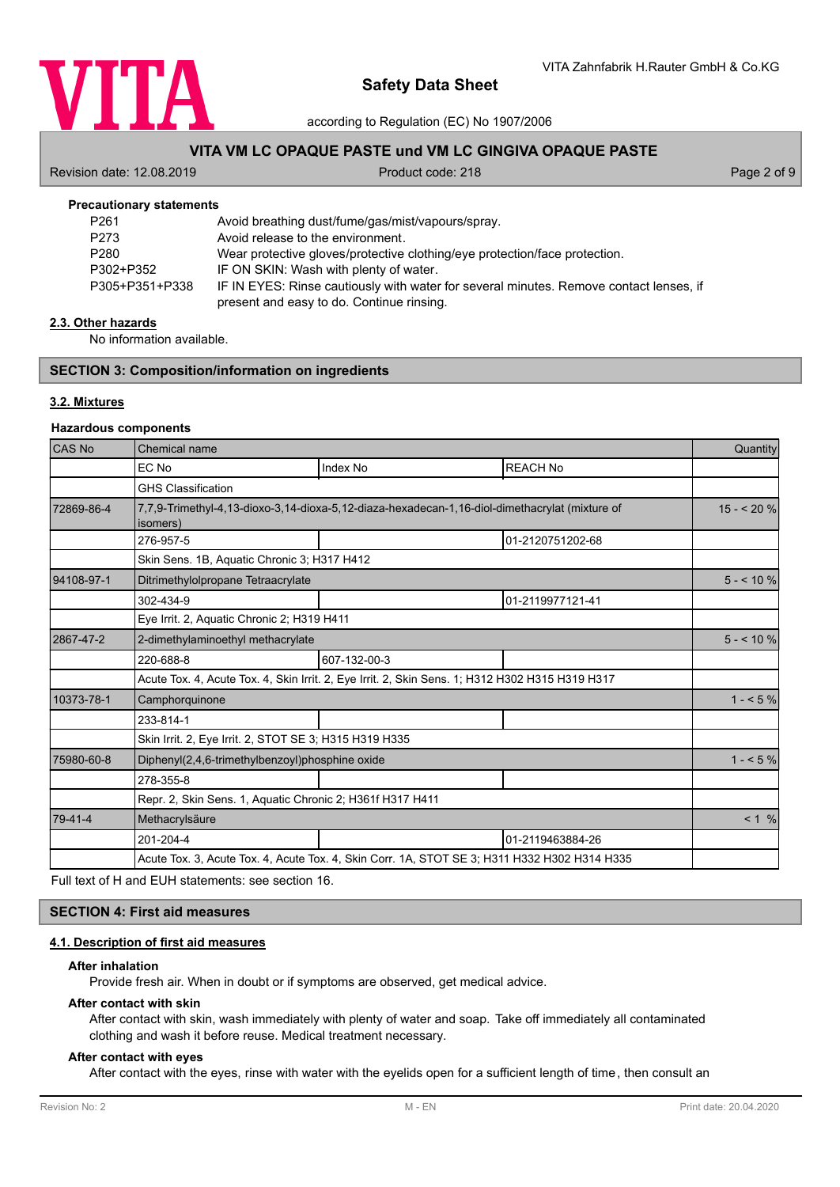**Precautionary statements**

| | |
|---|---|
| P261 | Avoid breathing dust/fume/gas/mist/vapours/spray. |
| P273 | Avoid release to the environment. |
| P280 | Wear protective gloves/protective clothing/eye protection/face protection. |
| P302+P352 | IF ON SKIN: Wash with plenty of water. |
| P305+P351+P338 | IF IN EYES: Rinse cautiously with water for several minutes. Remove contact lenses, if present and easy to do. Continue rinsing. |

### 2.3. Other hazards

No information available.

## SECTION 3: Composition/information on ingredients

### 3.2. Mixtures

**Hazardous components**

| CAS No | Chemical name | | | Quantity |
|---|---|---|---|---|
| | EC No | Index No | REACH No | |
| | GHS Classification | | | |
| 72869-86-4 | 7,7,9-Trimethyl-4,13-dioxo-3,14-dioxa-5,12-diaza-hexadecan-1,16-diol-dimethacrylat (mixture of isomers) | | | 15 - < 20 % |
| | 276-957-5 | | 01-2120751202-68 | |
| | Skin Sens. 1B, Aquatic Chronic 3; H317 H412 | | | |
| 94108-97-1 | Ditrimethylolpropane Tetraacrylate | | | 5 - < 10 % |
| | 302-434-9 | | 01-2119977121-41 | |
| | Eye Irrit. 2, Aquatic Chronic 2; H319 H411 | | | |
| 2867-47-2 | 2-dimethylaminoethyl methacrylate | | | 5 - < 10 % |
| | 220-688-8 | 607-132-00-3 | | |
| | Acute Tox. 4, Acute Tox. 4, Skin Irrit. 2, Eye Irrit. 2, Skin Sens. 1; H312 H302 H315 H319 H317 | | | |
| 10373-78-1 | Camphorquinone | | | 1 - < 5 % |
| | 233-814-1 | | | |
| | Skin Irrit. 2, Eye Irrit. 2, STOT SE 3; H315 H319 H335 | | | |
| 75980-60-8 | Diphenyl(2,4,6-trimethylbenzoyl)phosphine oxide | | | 1 - < 5 % |
| | 278-355-8 | | | |
| | Repr. 2, Skin Sens. 1, Aquatic Chronic 2; H361f H317 H411 | | | |
| 79-41-4 | Methacrylsäure | | | < 1 % |
| | 201-204-4 | | 01-2119463884-26 | |
| | Acute Tox. 3, Acute Tox. 4, Acute Tox. 4, Skin Corr. 1A, STOT SE 3; H311 H332 H302 H314 H335 | | | |

Full text of H and EUH statements: see section 16.

## SECTION 4: First aid measures

### 4.1. Description of first aid measures

**After inhalation**

Provide fresh air. When in doubt or if symptoms are observed, get medical advice.

**After contact with skin**

After contact with skin, wash immediately with plenty of water and soap. Take off immediately all contaminated clothing and wash it before reuse. Medical treatment necessary.

**After contact with eyes**

After contact with the eyes, rinse with water with the eyelids open for a sufficient length of time, then consult an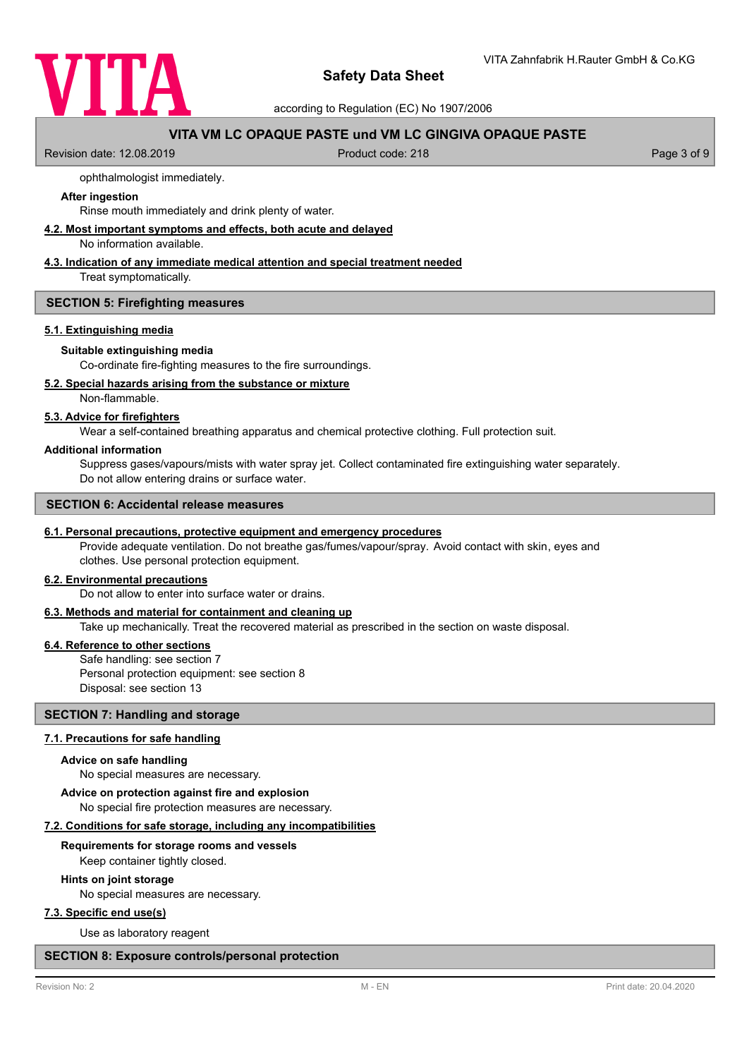ophthalmologist immediately.

**After ingestion**

Rinse mouth immediately and drink plenty of water.

**4.2. Most important symptoms and effects, both acute and delayed**

No information available.

**4.3. Indication of any immediate medical attention and special treatment needed**

Treat symptomatically.

## SECTION 5: Firefighting measures

**5.1. Extinguishing media**

**Suitable extinguishing media**

Co-ordinate fire-fighting measures to the fire surroundings.

**5.2. Special hazards arising from the substance or mixture**

Non-flammable.

**5.3. Advice for firefighters**

Wear a self-contained breathing apparatus and chemical protective clothing. Full protection suit.

**Additional information**

Suppress gases/vapours/mists with water spray jet. Collect contaminated fire extinguishing water separately. Do not allow entering drains or surface water.

## SECTION 6: Accidental release measures

**6.1. Personal precautions, protective equipment and emergency procedures**

Provide adequate ventilation. Do not breathe gas/fumes/vapour/spray. Avoid contact with skin, eyes and clothes. Use personal protection equipment.

**6.2. Environmental precautions**

Do not allow to enter into surface water or drains.

**6.3. Methods and material for containment and cleaning up**

Take up mechanically. Treat the recovered material as prescribed in the section on waste disposal.

**6.4. Reference to other sections**

Safe handling: see section 7
Personal protection equipment: see section 8
Disposal: see section 13

## SECTION 7: Handling and storage

**7.1. Precautions for safe handling**

**Advice on safe handling**

No special measures are necessary.

**Advice on protection against fire and explosion**

No special fire protection measures are necessary.

**7.2. Conditions for safe storage, including any incompatibilities**

**Requirements for storage rooms and vessels**

Keep container tightly closed.

**Hints on joint storage**

No special measures are necessary.

**7.3. Specific end use(s)**

Use as laboratory reagent

## SECTION 8: Exposure controls/personal protection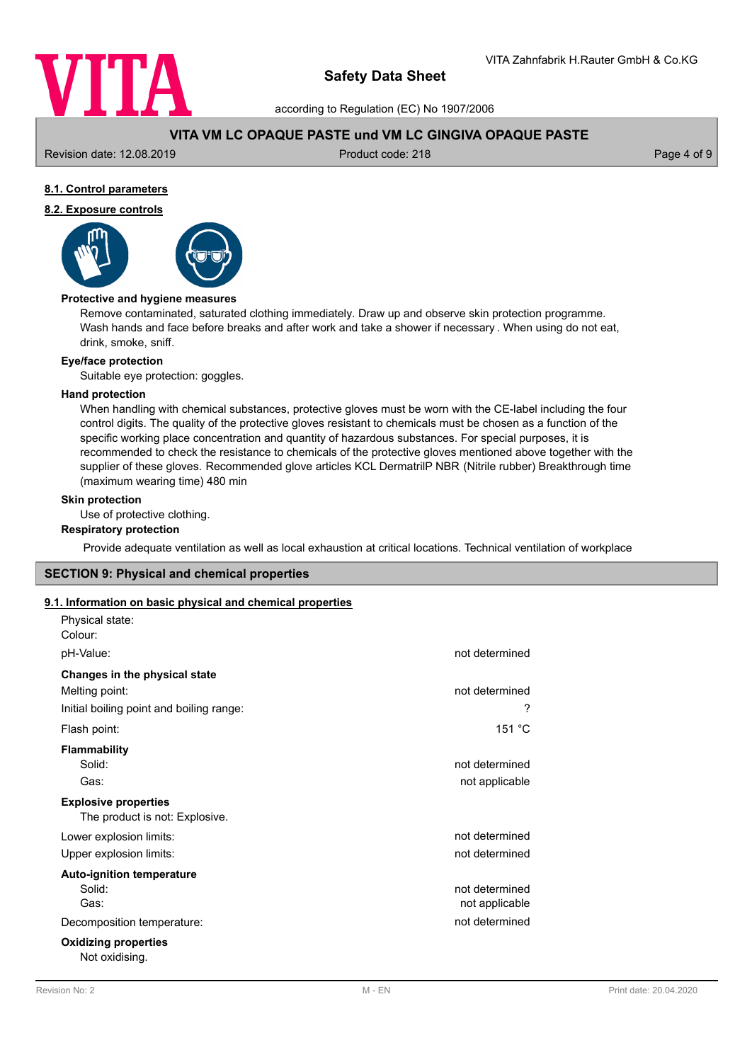### 8.1. Control parameters

### 8.2. Exposure controls

**Protective and hygiene measures**

Remove contaminated, saturated clothing immediately. Draw up and observe skin protection programme. Wash hands and face before breaks and after work and take a shower if necessary . When using do not eat, drink, smoke, sniff.

**Eye/face protection**

Suitable eye protection: goggles.

**Hand protection**

When handling with chemical substances, protective gloves must be worn with the CE-label including the four control digits. The quality of the protective gloves resistant to chemicals must be chosen as a function of the specific working place concentration and quantity of hazardous substances. For special purposes, it is recommended to check the resistance to chemicals of the protective gloves mentioned above together with the supplier of these gloves. Recommended glove articles KCL DermatrilP NBR (Nitrile rubber) Breakthrough time (maximum wearing time) 480 min

**Skin protection**

Use of protective clothing.

**Respiratory protection**

Provide adequate ventilation as well as local exhaustion at critical locations. Technical ventilation of workplace

## SECTION 9: Physical and chemical properties

### 9.1. Information on basic physical and chemical properties

| | |
|---|---|
| Physical state: | |
| Colour: | |
| pH-Value: | not determined |
| **Changes in the physical state** | |
| Melting point: | not determined |
| Initial boiling point and boiling range: | ? |
| Flash point: | 151 °C |
| **Flammability** | |
| Solid: | not determined |
| Gas: | not applicable |
| **Explosive properties** | |
| The product is not: Explosive. | |
| Lower explosion limits: | not determined |
| Upper explosion limits: | not determined |
| **Auto-ignition temperature** | |
| Solid: | not determined |
| Gas: | not applicable |
| Decomposition temperature: | not determined |
| **Oxidizing properties** | |
| Not oxidising. | |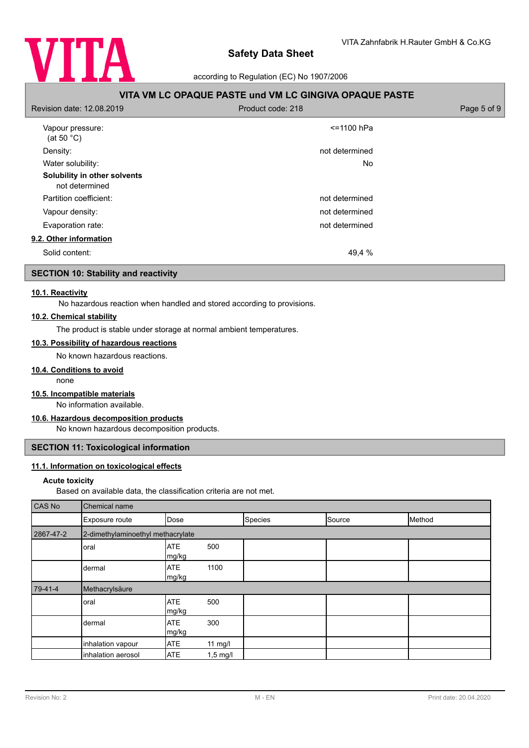| | |
|---|---|
| Vapour pressure: (at 50 °C) | <=1100 hPa |
| Density: | not determined |
| Water solubility: | No |

**Solubility in other solvents**

not determined

| | |
|---|---|
| Partition coefficient: | not determined |
| Vapour density: | not determined |
| Evaporation rate: | not determined |

### 9.2. Other information

| | |
|---|---|
| Solid content: | 49,4 % |

## SECTION 10: Stability and reactivity

### 10.1. Reactivity

No hazardous reaction when handled and stored according to provisions.

### 10.2. Chemical stability

The product is stable under storage at normal ambient temperatures.

### 10.3. Possibility of hazardous reactions

No known hazardous reactions.

### 10.4. Conditions to avoid

none

### 10.5. Incompatible materials

No information available.

### 10.6. Hazardous decomposition products

No known hazardous decomposition products.

## SECTION 11: Toxicological information

### 11.1. Information on toxicological effects

**Acute toxicity**

Based on available data, the classification criteria are not met.

| CAS No | Chemical name | | | | | |
|---|---|---|---|---|---|---|
| | Exposure route | Dose | | Species | Source | Method |
| 2867-47-2 | 2-dimethylaminoethyl methacrylate | | | | | |
| | oral | ATE | 500 mg/kg | | | |
| | dermal | ATE | 1100 mg/kg | | | |
| 79-41-4 | Methacrylsäure | | | | | |
| | oral | ATE | 500 mg/kg | | | |
| | dermal | ATE | 300 mg/kg | | | |
| | inhalation vapour | ATE | 11 mg/l | | | |
| | inhalation aerosol | ATE | 1,5 mg/l | | | |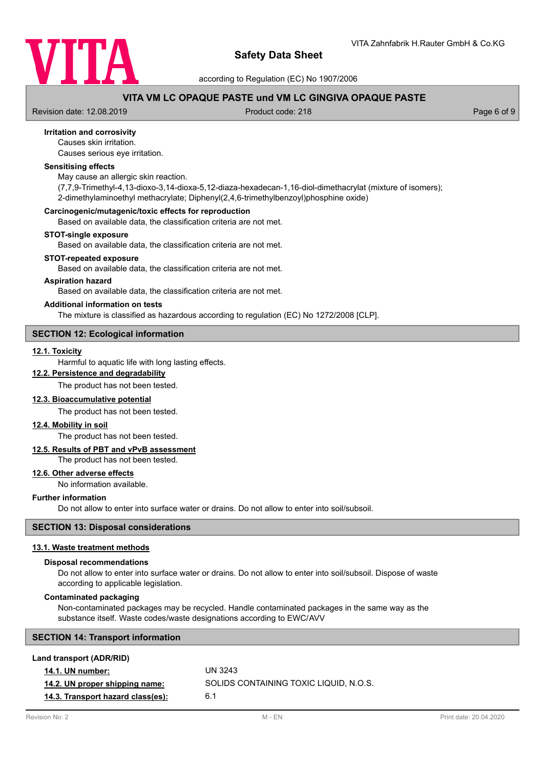### Irritation and corrosivity

Causes skin irritation.

Causes serious eye irritation.

### Sensitising effects

May cause an allergic skin reaction.

(7,7,9-Trimethyl-4,13-dioxo-3,14-dioxa-5,12-diaza-hexadecan-1,16-diol-dimethacrylat (mixture of isomers); 2-dimethylaminoethyl methacrylate; Diphenyl(2,4,6-trimethylbenzoyl)phosphine oxide)

### Carcinogenic/mutagenic/toxic effects for reproduction

Based on available data, the classification criteria are not met.

### STOT-single exposure

Based on available data, the classification criteria are not met.

### STOT-repeated exposure

Based on available data, the classification criteria are not met.

### Aspiration hazard

Based on available data, the classification criteria are not met.

### Additional information on tests

The mixture is classified as hazardous according to regulation (EC) No 1272/2008 [CLP].

## SECTION 12: Ecological information

### 12.1. Toxicity

Harmful to aquatic life with long lasting effects.

### 12.2. Persistence and degradability

The product has not been tested.

### 12.3. Bioaccumulative potential

The product has not been tested.

### 12.4. Mobility in soil

The product has not been tested.

### 12.5. Results of PBT and vPvB assessment

The product has not been tested.

### 12.6. Other adverse effects

No information available.

### Further information

Do not allow to enter into surface water or drains. Do not allow to enter into soil/subsoil.

## SECTION 13: Disposal considerations

### 13.1. Waste treatment methods

#### Disposal recommendations

Do not allow to enter into surface water or drains. Do not allow to enter into soil/subsoil. Dispose of waste according to applicable legislation.

#### Contaminated packaging

Non-contaminated packages may be recycled. Handle contaminated packages in the same way as the substance itself. Waste codes/waste designations according to EWC/AVV

## SECTION 14: Transport information

### Land transport (ADR/RID)

| | |
|---|---|
| **14.1. UN number:** | UN 3243 |
| **14.2. UN proper shipping name:** | SOLIDS CONTAINING TOXIC LIQUID, N.O.S. |
| **14.3. Transport hazard class(es):** | 6.1 |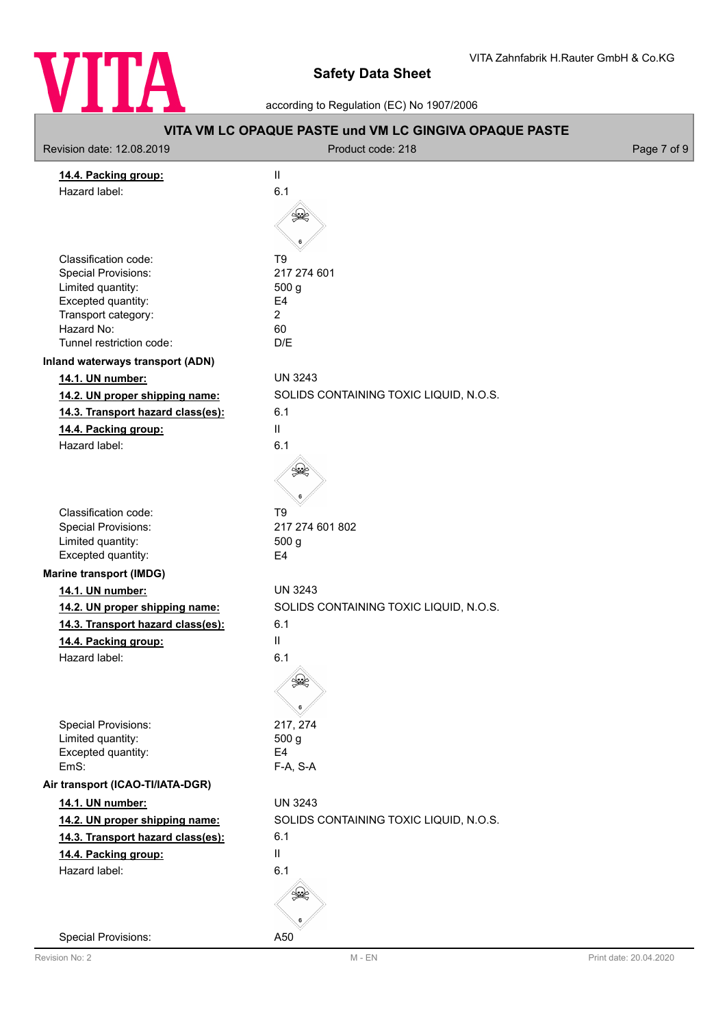**14.4. Packing group:** II

Hazard label: 6.1

Classification code: T9
Special Provisions: 217 274 601
Limited quantity: 500 g
Excepted quantity: E4
Transport category: 2
Hazard No: 60
Tunnel restriction code: D/E

**Inland waterways transport (ADN)**

**14.1. UN number:** UN 3243

**14.2. UN proper shipping name:** SOLIDS CONTAINING TOXIC LIQUID, N.O.S.

**14.3. Transport hazard class(es):** 6.1

**14.4. Packing group:** II

Hazard label: 6.1

Classification code: T9
Special Provisions: 217 274 601 802
Limited quantity: 500 g
Excepted quantity: E4

**Marine transport (IMDG)**

**14.1. UN number:** UN 3243

**14.2. UN proper shipping name:** SOLIDS CONTAINING TOXIC LIQUID, N.O.S.

**14.3. Transport hazard class(es):** 6.1

**14.4. Packing group:** II

Hazard label: 6.1

Special Provisions: 217, 274
Limited quantity: 500 g
Excepted quantity: E4
EmS: F-A, S-A

**Air transport (ICAO-TI/IATA-DGR)**

**14.1. UN number:** UN 3243

**14.2. UN proper shipping name:** SOLIDS CONTAINING TOXIC LIQUID, N.O.S.

**14.3. Transport hazard class(es):** 6.1

**14.4. Packing group:** II

Hazard label: 6.1

Special Provisions: A50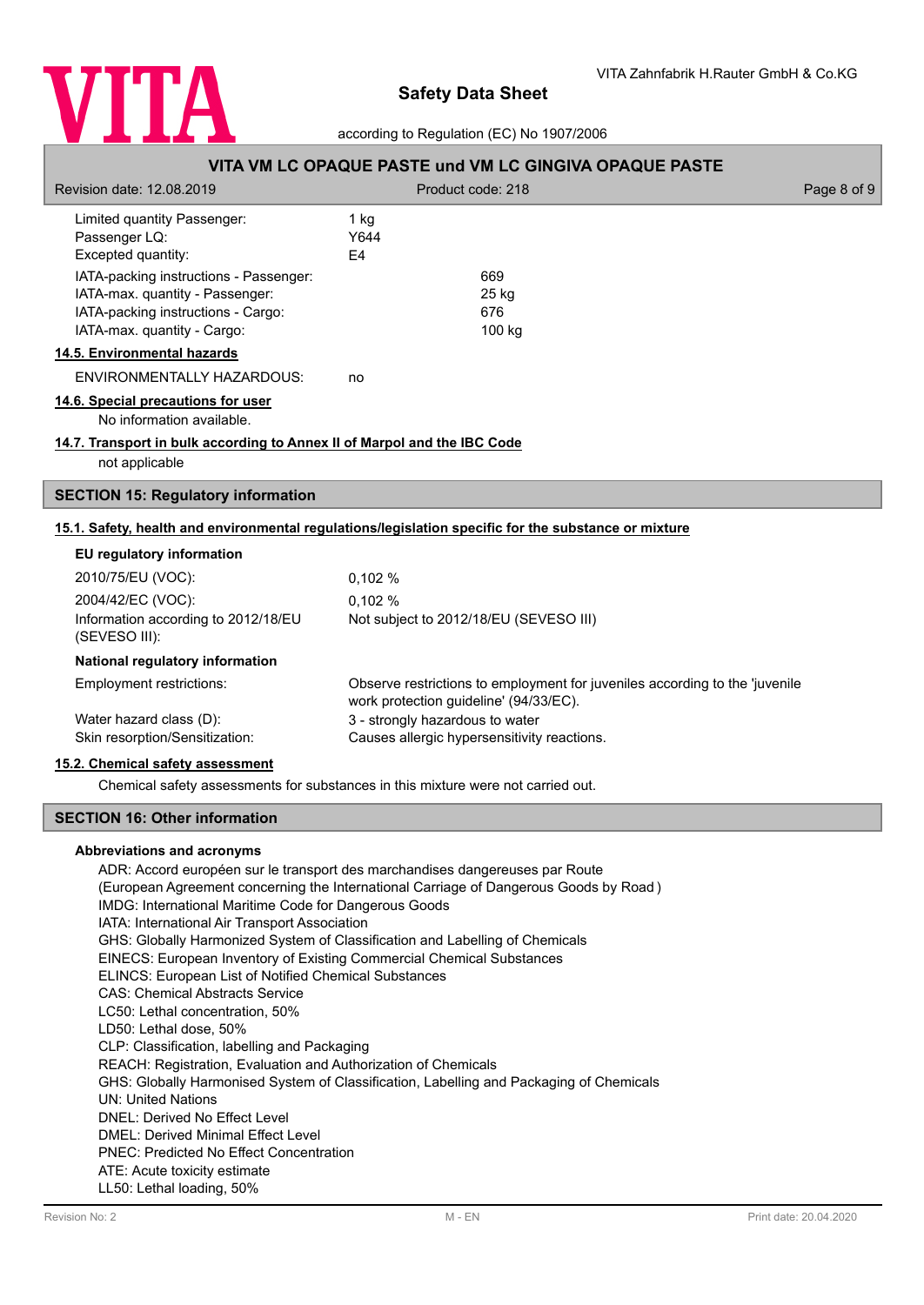| | |
|---|---|
| Limited quantity Passenger: | 1 kg |
| Passenger LQ: | Y644 |
| Excepted quantity: | E4 |
| IATA-packing instructions - Passenger: | 669 |
| IATA-max. quantity - Passenger: | 25 kg |
| IATA-packing instructions - Cargo: | 676 |
| IATA-max. quantity - Cargo: | 100 kg |

**14.5. Environmental hazards**

ENVIRONMENTALLY HAZARDOUS: no

**14.6. Special precautions for user**

No information available.

**14.7. Transport in bulk according to Annex II of Marpol and the IBC Code**

not applicable

## SECTION 15: Regulatory information

**15.1. Safety, health and environmental regulations/legislation specific for the substance or mixture**

**EU regulatory information**

| | |
|---|---|
| 2010/75/EU (VOC): | 0,102 % |
| 2004/42/EC (VOC): | 0,102 % |
| Information according to 2012/18/EU (SEVESO III): | Not subject to 2012/18/EU (SEVESO III) |

**National regulatory information**

| | |
|---|---|
| Employment restrictions: | Observe restrictions to employment for juveniles according to the 'juvenile work protection guideline' (94/33/EC). |
| Water hazard class (D): | 3 - strongly hazardous to water |
| Skin resorption/Sensitization: | Causes allergic hypersensitivity reactions. |

**15.2. Chemical safety assessment**

Chemical safety assessments for substances in this mixture were not carried out.

## SECTION 16: Other information

**Abbreviations and acronyms**

ADR: Accord européen sur le transport des marchandises dangereuses par Route
(European Agreement concerning the International Carriage of Dangerous Goods by Road )
IMDG: International Maritime Code for Dangerous Goods
IATA: International Air Transport Association
GHS: Globally Harmonized System of Classification and Labelling of Chemicals
EINECS: European Inventory of Existing Commercial Chemical Substances
ELINCS: European List of Notified Chemical Substances
CAS: Chemical Abstracts Service
LC50: Lethal concentration, 50%
LD50: Lethal dose, 50%
CLP: Classification, labelling and Packaging
REACH: Registration, Evaluation and Authorization of Chemicals
GHS: Globally Harmonised System of Classification, Labelling and Packaging of Chemicals
UN: United Nations
DNEL: Derived No Effect Level
DMEL: Derived Minimal Effect Level
PNEC: Predicted No Effect Concentration
ATE: Acute toxicity estimate
LL50: Lethal loading, 50%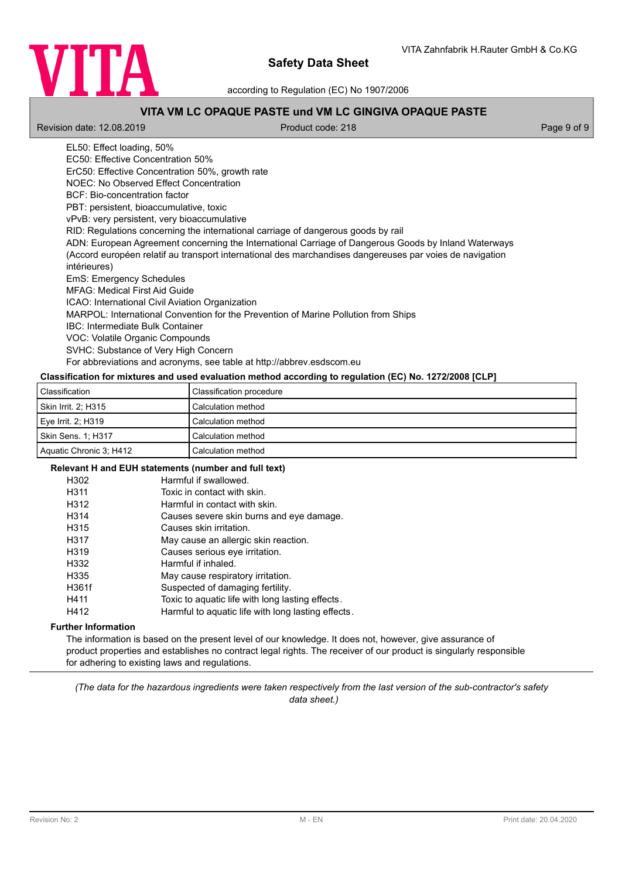EL50: Effect loading, 50%
EC50: Effective Concentration 50%
ErC50: Effective Concentration 50%, growth rate
NOEC: No Observed Effect Concentration
BCF: Bio-concentration factor
PBT: persistent, bioaccumulative, toxic
vPvB: very persistent, very bioaccumulative
RID: Regulations concerning the international carriage of dangerous goods by rail
ADN: European Agreement concerning the International Carriage of Dangerous Goods by Inland Waterways (Accord européen relatif au transport international des marchandises dangereuses par voies de navigation intérieures)
EmS: Emergency Schedules
MFAG: Medical First Aid Guide
ICAO: International Civil Aviation Organization
MARPOL: International Convention for the Prevention of Marine Pollution from Ships
IBC: Intermediate Bulk Container
VOC: Volatile Organic Compounds
SVHC: Substance of Very High Concern
For abbreviations and acronyms, see table at http://abbrev.esdscom.eu

**Classification for mixtures and used evaluation method according to regulation (EC) No. 1272/2008 [CLP]**

| Classification | Classification procedure |
|---|---|
| Skin Irrit. 2; H315 | Calculation method |
| Eye Irrit. 2; H319 | Calculation method |
| Skin Sens. 1; H317 | Calculation method |
| Aquatic Chronic 3; H412 | Calculation method |

**Relevant H and EUH statements (number and full text)**

| | |
|---|---|
| H302 | Harmful if swallowed. |
| H311 | Toxic in contact with skin. |
| H312 | Harmful in contact with skin. |
| H314 | Causes severe skin burns and eye damage. |
| H315 | Causes skin irritation. |
| H317 | May cause an allergic skin reaction. |
| H319 | Causes serious eye irritation. |
| H332 | Harmful if inhaled. |
| H335 | May cause respiratory irritation. |
| H361f | Suspected of damaging fertility. |
| H411 | Toxic to aquatic life with long lasting effects. |
| H412 | Harmful to aquatic life with long lasting effects. |

**Further Information**

The information is based on the present level of our knowledge. It does not, however, give assurance of product properties and establishes no contract legal rights. The receiver of our product is singularly responsible for adhering to existing laws and regulations.

*(The data for the hazardous ingredients were taken respectively from the last version of the sub-contractor's safety data sheet.)*